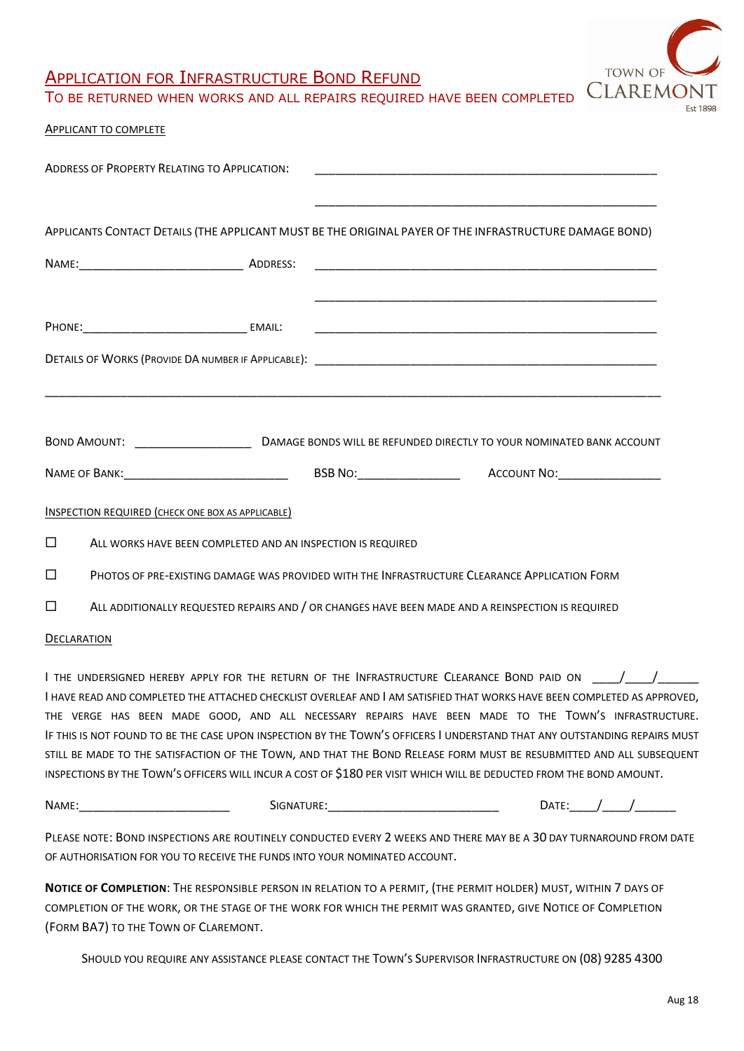# Application for Infrastructure Bond Refund

## To be returned when works and all repairs required have been completed

TOWN OF CLAREMONT Est 1898

APPLICANT TO COMPLETE

ADDRESS OF PROPERTY RELATING TO APPLICATION: ______________________________________________

______________________________________________

APPLICANTS CONTACT DETAILS (THE APPLICANT MUST BE THE ORIGINAL PAYER OF THE INFRASTRUCTURE DAMAGE BOND)

NAME:________________________ ADDRESS: ______________________________________________

______________________________________________

PHONE:_________________________ EMAIL: ______________________________________________

DETAILS OF WORKS (PROVIDE DA NUMBER IF APPLICABLE): ______________________________________________

______________________________________________________________________________

BOND AMOUNT: _________________ DAMAGE BONDS WILL BE REFUNDED DIRECTLY TO YOUR NOMINATED BANK ACCOUNT

NAME OF BANK:_________________________ BSB NO:_______________ ACCOUNT NO:_______________

INSPECTION REQUIRED (CHECK ONE BOX AS APPLICABLE)

- ☐ ALL WORKS HAVE BEEN COMPLETED AND AN INSPECTION IS REQUIRED
- ☐ PHOTOS OF PRE-EXISTING DAMAGE WAS PROVIDED WITH THE INFRASTRUCTURE CLEARANCE APPLICATION FORM
- ☐ ALL ADDITIONALLY REQUESTED REPAIRS AND / OR CHANGES HAVE BEEN MADE AND A REINSPECTION IS REQUIRED

DECLARATION

I THE UNDERSIGNED HEREBY APPLY FOR THE RETURN OF THE INFRASTRUCTURE CLEARANCE BOND PAID ON ____/____/______ I HAVE READ AND COMPLETED THE ATTACHED CHECKLIST OVERLEAF AND I AM SATISFIED THAT WORKS HAVE BEEN COMPLETED AS APPROVED, THE VERGE HAS BEEN MADE GOOD, AND ALL NECESSARY REPAIRS HAVE BEEN MADE TO THE TOWN'S INFRASTRUCTURE. IF THIS IS NOT FOUND TO BE THE CASE UPON INSPECTION BY THE TOWN'S OFFICERS I UNDERSTAND THAT ANY OUTSTANDING REPAIRS MUST STILL BE MADE TO THE SATISFACTION OF THE TOWN, AND THAT THE BOND RELEASE FORM MUST BE RESUBMITTED AND ALL SUBSEQUENT INSPECTIONS BY THE TOWN'S OFFICERS WILL INCUR A COST OF $180 PER VISIT WHICH WILL BE DEDUCTED FROM THE BOND AMOUNT.

NAME:______________________ SIGNATURE:_________________________ DATE:____/____/______

PLEASE NOTE: BOND INSPECTIONS ARE ROUTINELY CONDUCTED EVERY 2 WEEKS AND THERE MAY BE A 30 DAY TURNAROUND FROM DATE OF AUTHORISATION FOR YOU TO RECEIVE THE FUNDS INTO YOUR NOMINATED ACCOUNT.

**NOTICE OF COMPLETION**: THE RESPONSIBLE PERSON IN RELATION TO A PERMIT, (THE PERMIT HOLDER) MUST, WITHIN 7 DAYS OF COMPLETION OF THE WORK, OR THE STAGE OF THE WORK FOR WHICH THE PERMIT WAS GRANTED, GIVE NOTICE OF COMPLETION (FORM BA7) TO THE TOWN OF CLAREMONT.

SHOULD YOU REQUIRE ANY ASSISTANCE PLEASE CONTACT THE TOWN'S SUPERVISOR INFRASTRUCTURE ON (08) 9285 4300

Aug 18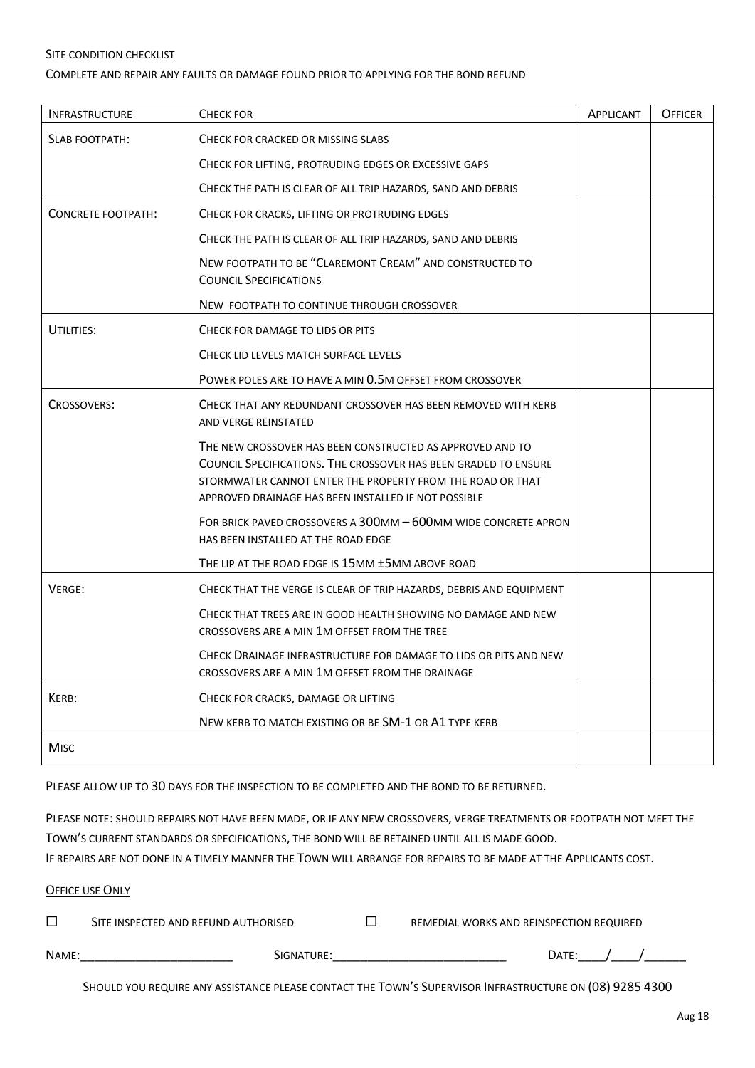SITE CONDITION CHECKLIST

COMPLETE AND REPAIR ANY FAULTS OR DAMAGE FOUND PRIOR TO APPLYING FOR THE BOND REFUND

| INFRASTRUCTURE | CHECK FOR | APPLICANT | OFFICER |
|---|---|---|---|
| SLAB FOOTPATH: | CHECK FOR CRACKED OR MISSING SLABS<br>CHECK FOR LIFTING, PROTRUDING EDGES OR EXCESSIVE GAPS<br>CHECK THE PATH IS CLEAR OF ALL TRIP HAZARDS, SAND AND DEBRIS | | |
| CONCRETE FOOTPATH: | CHECK FOR CRACKS, LIFTING OR PROTRUDING EDGES<br>CHECK THE PATH IS CLEAR OF ALL TRIP HAZARDS, SAND AND DEBRIS<br>NEW FOOTPATH TO BE "CLAREMONT CREAM" AND CONSTRUCTED TO COUNCIL SPECIFICATIONS<br>NEW FOOTPATH TO CONTINUE THROUGH CROSSOVER | | |
| UTILITIES: | CHECK FOR DAMAGE TO LIDS OR PITS<br>CHECK LID LEVELS MATCH SURFACE LEVELS<br>POWER POLES ARE TO HAVE A MIN 0.5M OFFSET FROM CROSSOVER | | |
| CROSSOVERS: | CHECK THAT ANY REDUNDANT CROSSOVER HAS BEEN REMOVED WITH KERB AND VERGE REINSTATED<br>THE NEW CROSSOVER HAS BEEN CONSTRUCTED AS APPROVED AND TO COUNCIL SPECIFICATIONS. THE CROSSOVER HAS BEEN GRADED TO ENSURE STORMWATER CANNOT ENTER THE PROPERTY FROM THE ROAD OR THAT APPROVED DRAINAGE HAS BEEN INSTALLED IF NOT POSSIBLE<br>FOR BRICK PAVED CROSSOVERS A 300MM – 600MM WIDE CONCRETE APRON HAS BEEN INSTALLED AT THE ROAD EDGE<br>THE LIP AT THE ROAD EDGE IS 15MM ±5MM ABOVE ROAD | | |
| VERGE: | CHECK THAT THE VERGE IS CLEAR OF TRIP HAZARDS, DEBRIS AND EQUIPMENT<br>CHECK THAT TREES ARE IN GOOD HEALTH SHOWING NO DAMAGE AND NEW CROSSOVERS ARE A MIN 1M OFFSET FROM THE TREE<br>CHECK DRAINAGE INFRASTRUCTURE FOR DAMAGE TO LIDS OR PITS AND NEW CROSSOVERS ARE A MIN 1M OFFSET FROM THE DRAINAGE | | |
| KERB: | CHECK FOR CRACKS, DAMAGE OR LIFTING<br>NEW KERB TO MATCH EXISTING OR BE SM-1 OR A1 TYPE KERB | | |
| MISC | | | |

PLEASE ALLOW UP TO 30 DAYS FOR THE INSPECTION TO BE COMPLETED AND THE BOND TO BE RETURNED.

PLEASE NOTE: SHOULD REPAIRS NOT HAVE BEEN MADE, OR IF ANY NEW CROSSOVERS, VERGE TREATMENTS OR FOOTPATH NOT MEET THE TOWN'S CURRENT STANDARDS OR SPECIFICATIONS, THE BOND WILL BE RETAINED UNTIL ALL IS MADE GOOD.
IF REPAIRS ARE NOT DONE IN A TIMELY MANNER THE TOWN WILL ARRANGE FOR REPAIRS TO BE MADE AT THE APPLICANTS COST.

OFFICE USE ONLY

☐ SITE INSPECTED AND REFUND AUTHORISED ☐ REMEDIAL WORKS AND REINSPECTION REQUIRED

NAME:______________________ SIGNATURE:_________________________ DATE:____/____/______

SHOULD YOU REQUIRE ANY ASSISTANCE PLEASE CONTACT THE TOWN'S SUPERVISOR INFRASTRUCTURE ON (08) 9285 4300

Aug 18